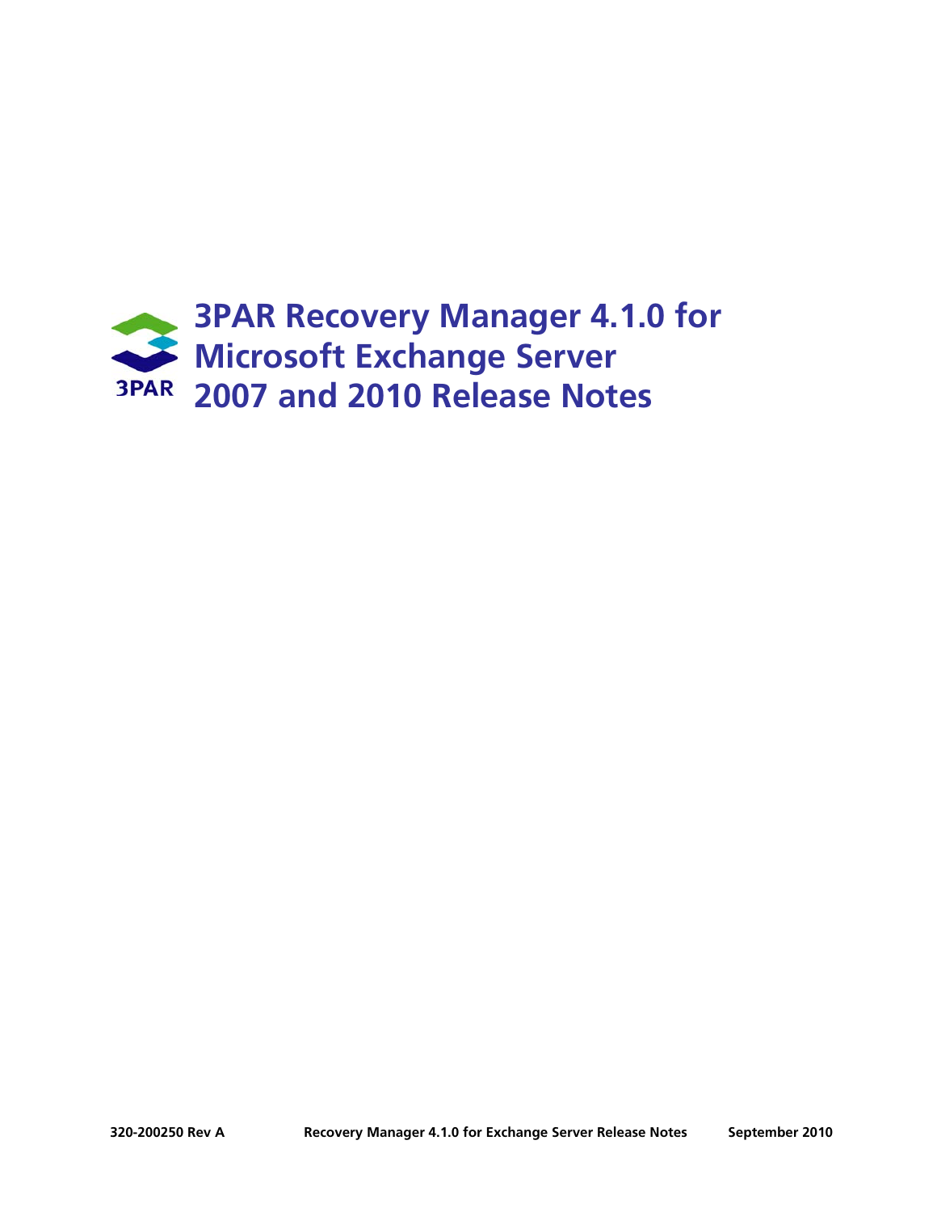# 3PAR Recovery Manager 4.1.0 for Microsoft Exchange Server 2007 and 2010 Release Notes

320-200250 Rev A    Recovery Manager 4.1.0 for Exchange Server Release Notes    September 2010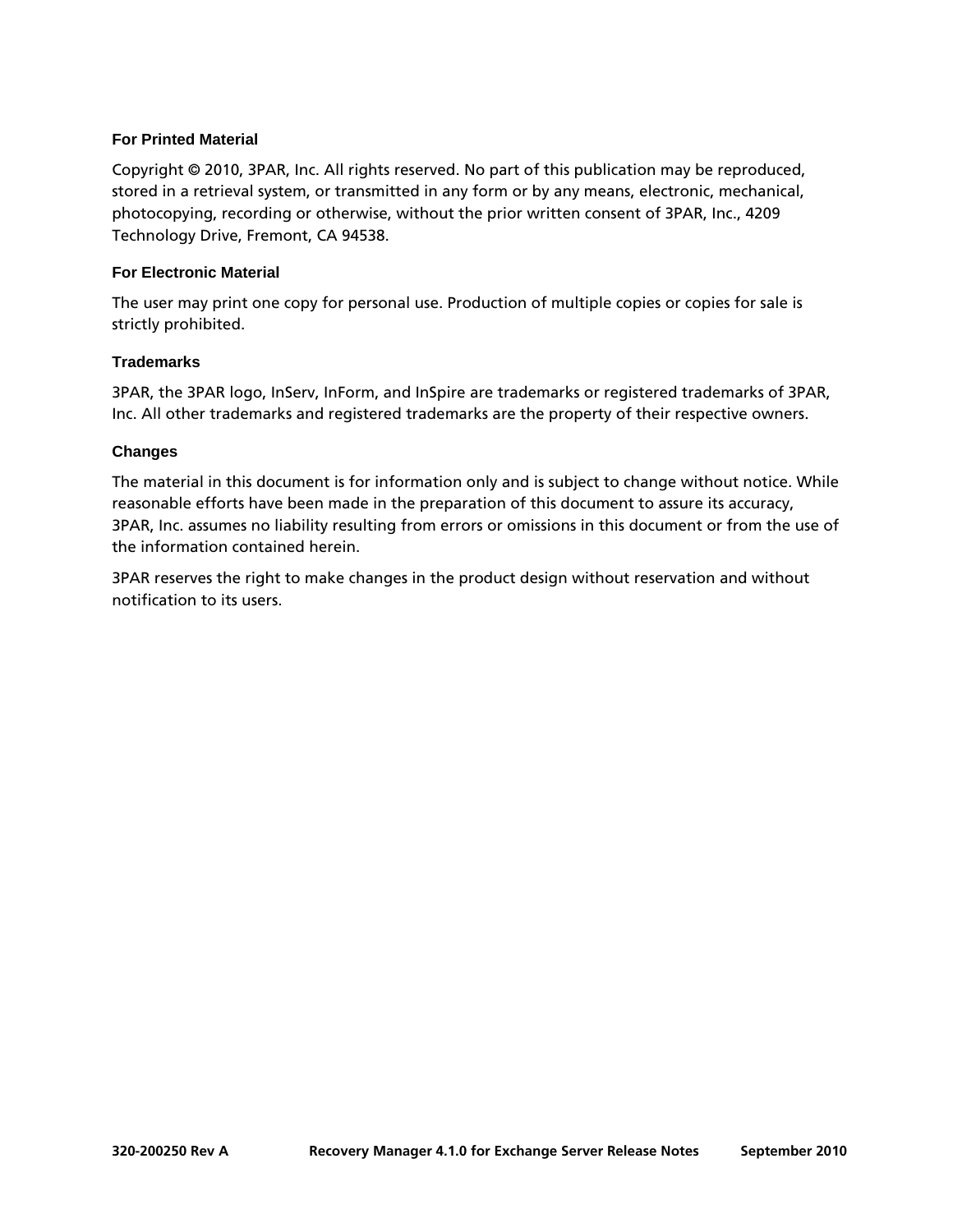### For Printed Material

Copyright © 2010, 3PAR, Inc. All rights reserved. No part of this publication may be reproduced, stored in a retrieval system, or transmitted in any form or by any means, electronic, mechanical, photocopying, recording or otherwise, without the prior written consent of 3PAR, Inc., 4209 Technology Drive, Fremont, CA 94538.

### For Electronic Material

The user may print one copy for personal use. Production of multiple copies or copies for sale is strictly prohibited.

### Trademarks

3PAR, the 3PAR logo, InServ, InForm, and InSpire are trademarks or registered trademarks of 3PAR, Inc. All other trademarks and registered trademarks are the property of their respective owners.

### Changes

The material in this document is for information only and is subject to change without notice. While reasonable efforts have been made in the preparation of this document to assure its accuracy, 3PAR, Inc. assumes no liability resulting from errors or omissions in this document or from the use of the information contained herein.

3PAR reserves the right to make changes in the product design without reservation and without notification to its users.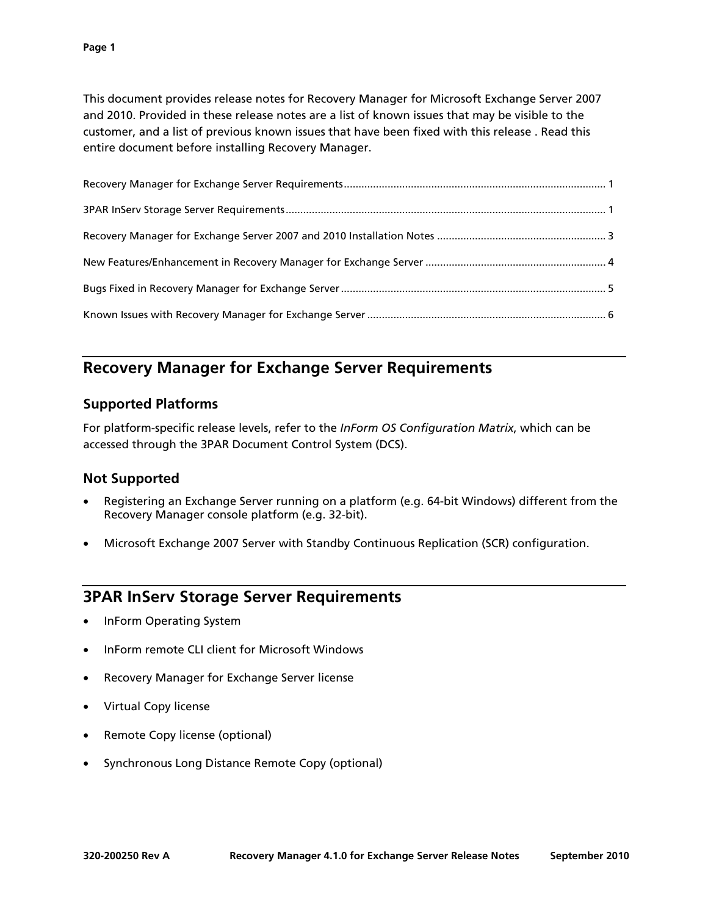This document provides release notes for Recovery Manager for Microsoft Exchange Server 2007 and 2010. Provided in these release notes are a list of known issues that may be visible to the customer, and a list of previous known issues that have been fixed with this release . Read this entire document before installing Recovery Manager.

Recovery Manager for Exchange Server Requirements ........................................................................................ 1

3PAR InServ Storage Server Requirements ............................................................................................................ 1

Recovery Manager for Exchange Server 2007 and 2010 Installation Notes ......................................................... 3

New Features/Enhancement in Recovery Manager for Exchange Server ............................................................. 4

Bugs Fixed in Recovery Manager for Exchange Server .......................................................................................... 5

Known Issues with Recovery Manager for Exchange Server ................................................................................. 6

## Recovery Manager for Exchange Server Requirements

### Supported Platforms

For platform-specific release levels, refer to the *InForm OS Configuration Matrix*, which can be accessed through the 3PAR Document Control System (DCS).

### Not Supported

- Registering an Exchange Server running on a platform (e.g. 64-bit Windows) different from the Recovery Manager console platform (e.g. 32-bit).
- Microsoft Exchange 2007 Server with Standby Continuous Replication (SCR) configuration.

## 3PAR InServ Storage Server Requirements

- InForm Operating System
- InForm remote CLI client for Microsoft Windows
- Recovery Manager for Exchange Server license
- Virtual Copy license
- Remote Copy license (optional)
- Synchronous Long Distance Remote Copy (optional)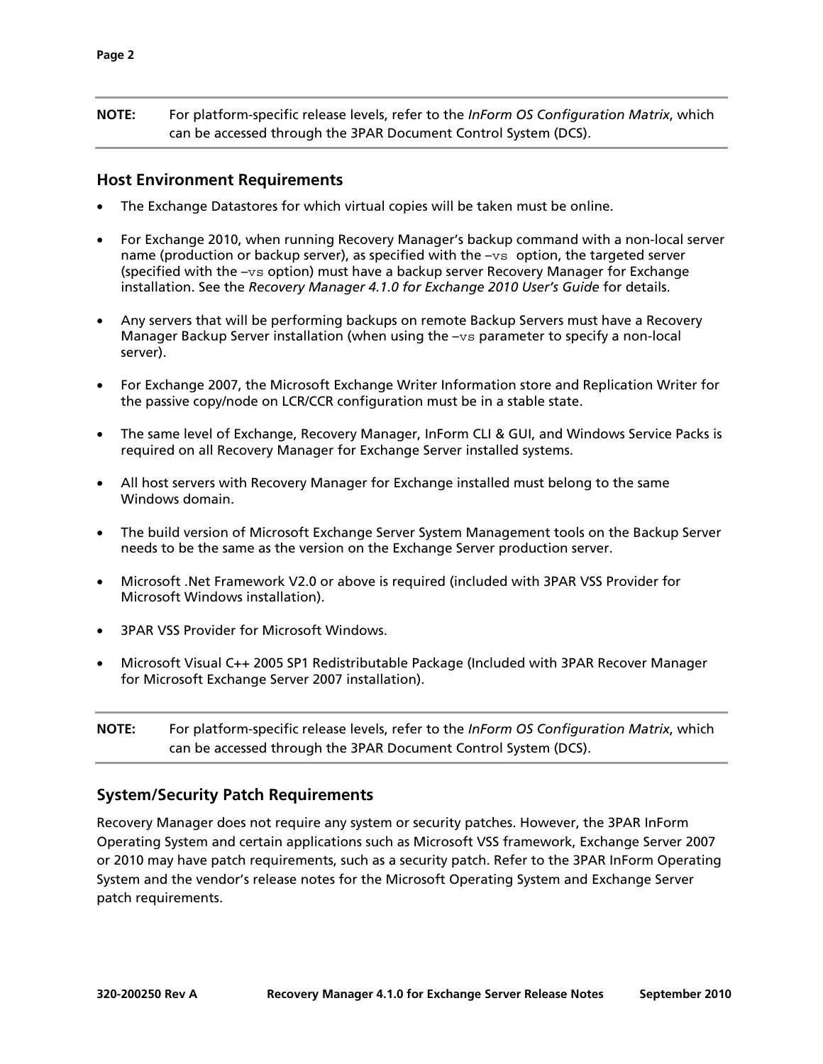**NOTE:** For platform-specific release levels, refer to the *InForm OS Configuration Matrix*, which can be accessed through the 3PAR Document Control System (DCS).

## Host Environment Requirements

- The Exchange Datastores for which virtual copies will be taken must be online.
- For Exchange 2010, when running Recovery Manager's backup command with a non-local server name (production or backup server), as specified with the `–vs` option, the targeted server (specified with the `–vs` option) must have a backup server Recovery Manager for Exchange installation. See the *Recovery Manager 4.1.0 for Exchange 2010 User's Guide* for details.
- Any servers that will be performing backups on remote Backup Servers must have a Recovery Manager Backup Server installation (when using the `–vs` parameter to specify a non-local server).
- For Exchange 2007, the Microsoft Exchange Writer Information store and Replication Writer for the passive copy/node on LCR/CCR configuration must be in a stable state.
- The same level of Exchange, Recovery Manager, InForm CLI & GUI, and Windows Service Packs is required on all Recovery Manager for Exchange Server installed systems.
- All host servers with Recovery Manager for Exchange installed must belong to the same Windows domain.
- The build version of Microsoft Exchange Server System Management tools on the Backup Server needs to be the same as the version on the Exchange Server production server.
- Microsoft .Net Framework V2.0 or above is required (included with 3PAR VSS Provider for Microsoft Windows installation).
- 3PAR VSS Provider for Microsoft Windows.
- Microsoft Visual C++ 2005 SP1 Redistributable Package (Included with 3PAR Recover Manager for Microsoft Exchange Server 2007 installation).

**NOTE:** For platform-specific release levels, refer to the *InForm OS Configuration Matrix*, which can be accessed through the 3PAR Document Control System (DCS).

## System/Security Patch Requirements

Recovery Manager does not require any system or security patches. However, the 3PAR InForm Operating System and certain applications such as Microsoft VSS framework, Exchange Server 2007 or 2010 may have patch requirements, such as a security patch. Refer to the 3PAR InForm Operating System and the vendor's release notes for the Microsoft Operating System and Exchange Server patch requirements.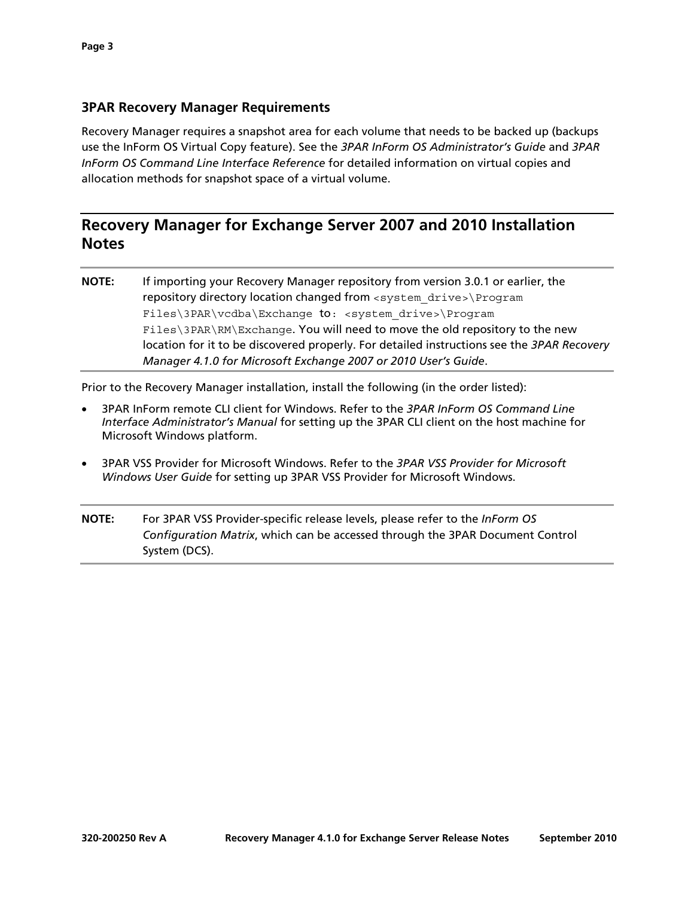### 3PAR Recovery Manager Requirements

Recovery Manager requires a snapshot area for each volume that needs to be backed up (backups use the InForm OS Virtual Copy feature). See the *3PAR InForm OS Administrator's Guide* and *3PAR InForm OS Command Line Interface Reference* for detailed information on virtual copies and allocation methods for snapshot space of a virtual volume.

## Recovery Manager for Exchange Server 2007 and 2010 Installation Notes

**NOTE:** If importing your Recovery Manager repository from version 3.0.1 or earlier, the repository directory location changed from `<system_drive>\Program Files\3PAR\vcdba\Exchange` to: `<system_drive>\Program Files\3PAR\RM\Exchange`. You will need to move the old repository to the new location for it to be discovered properly. For detailed instructions see the *3PAR Recovery Manager 4.1.0 for Microsoft Exchange 2007 or 2010 User's Guide*.

Prior to the Recovery Manager installation, install the following (in the order listed):

- 3PAR InForm remote CLI client for Windows. Refer to the *3PAR InForm OS Command Line Interface Administrator's Manual* for setting up the 3PAR CLI client on the host machine for Microsoft Windows platform.
- 3PAR VSS Provider for Microsoft Windows. Refer to the *3PAR VSS Provider for Microsoft Windows User Guide* for setting up 3PAR VSS Provider for Microsoft Windows.

**NOTE:** For 3PAR VSS Provider-specific release levels, please refer to the *InForm OS Configuration Matrix*, which can be accessed through the 3PAR Document Control System (DCS).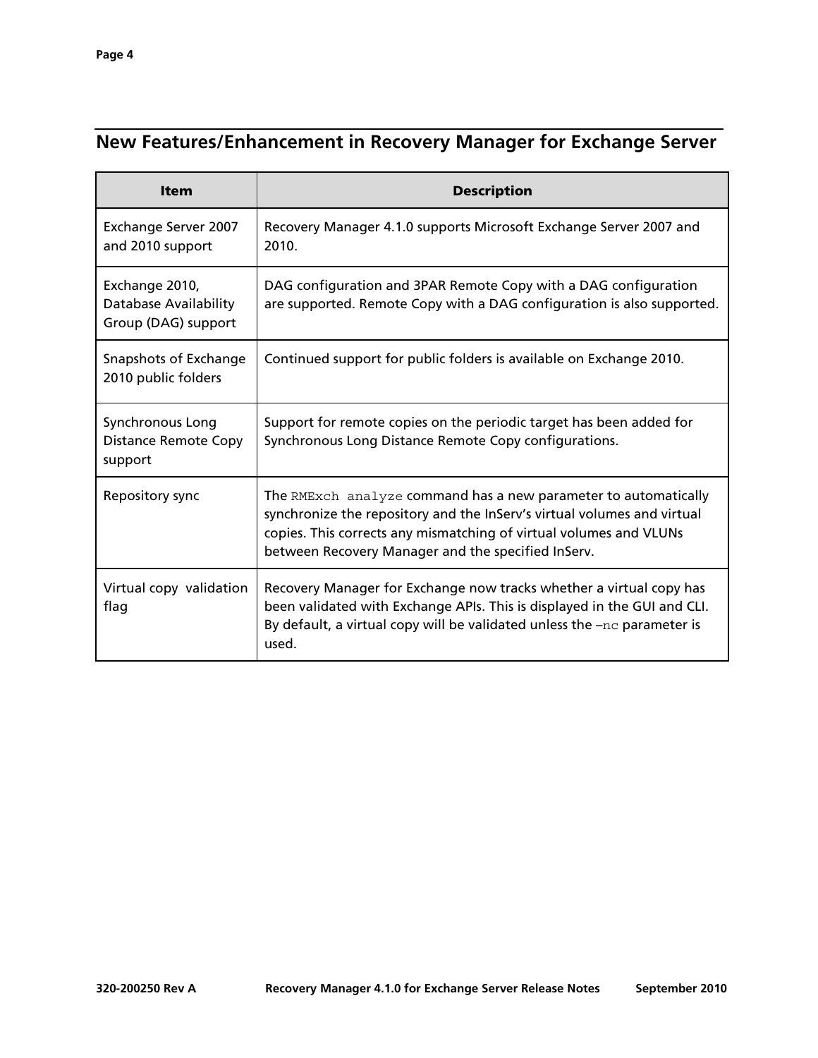## New Features/Enhancement in Recovery Manager for Exchange Server

| Item | Description |
|---|---|
| Exchange Server 2007 and 2010 support | Recovery Manager 4.1.0 supports Microsoft Exchange Server 2007 and 2010. |
| Exchange 2010, Database Availability Group (DAG) support | DAG configuration and 3PAR Remote Copy with a DAG configuration are supported. Remote Copy with a DAG configuration is also supported. |
| Snapshots of Exchange 2010 public folders | Continued support for public folders is available on Exchange 2010. |
| Synchronous Long Distance Remote Copy support | Support for remote copies on the periodic target has been added for Synchronous Long Distance Remote Copy configurations. |
| Repository sync | The `RMExch analyze` command has a new parameter to automatically synchronize the repository and the InServ's virtual volumes and virtual copies. This corrects any mismatching of virtual volumes and VLUNs between Recovery Manager and the specified InServ. |
| Virtual copy validation flag | Recovery Manager for Exchange now tracks whether a virtual copy has been validated with Exchange APIs. This is displayed in the GUI and CLI. By default, a virtual copy will be validated unless the `–nc` parameter is used. |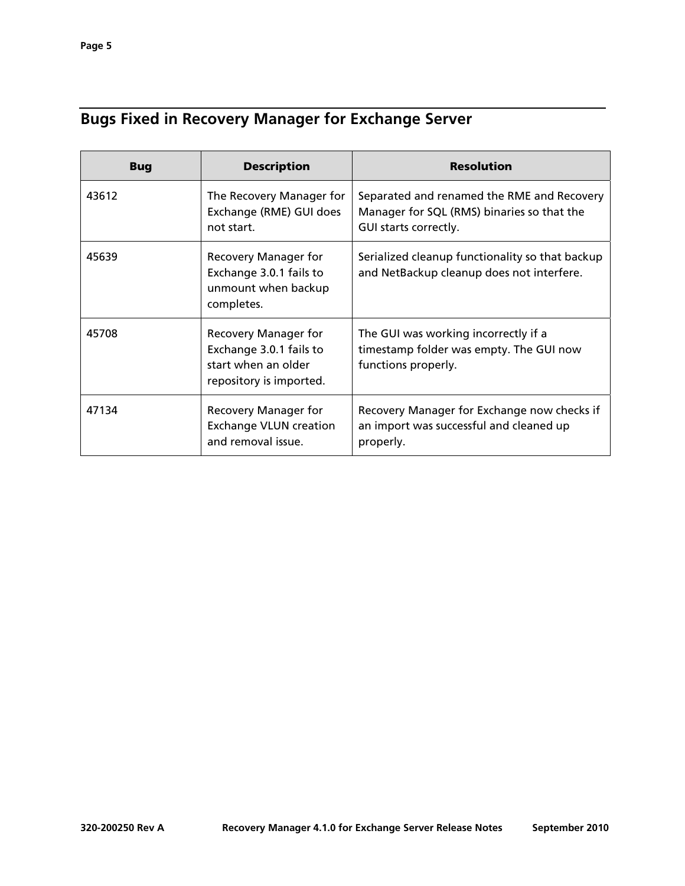## Bugs Fixed in Recovery Manager for Exchange Server

| Bug | Description | Resolution |
| --- | --- | --- |
| 43612 | The Recovery Manager for Exchange (RME) GUI does not start. | Separated and renamed the RME and Recovery Manager for SQL (RMS) binaries so that the GUI starts correctly. |
| 45639 | Recovery Manager for Exchange 3.0.1 fails to unmount when backup completes. | Serialized cleanup functionality so that backup and NetBackup cleanup does not interfere. |
| 45708 | Recovery Manager for Exchange 3.0.1 fails to start when an older repository is imported. | The GUI was working incorrectly if a timestamp folder was empty. The GUI now functions properly. |
| 47134 | Recovery Manager for Exchange VLUN creation and removal issue. | Recovery Manager for Exchange now checks if an import was successful and cleaned up properly. |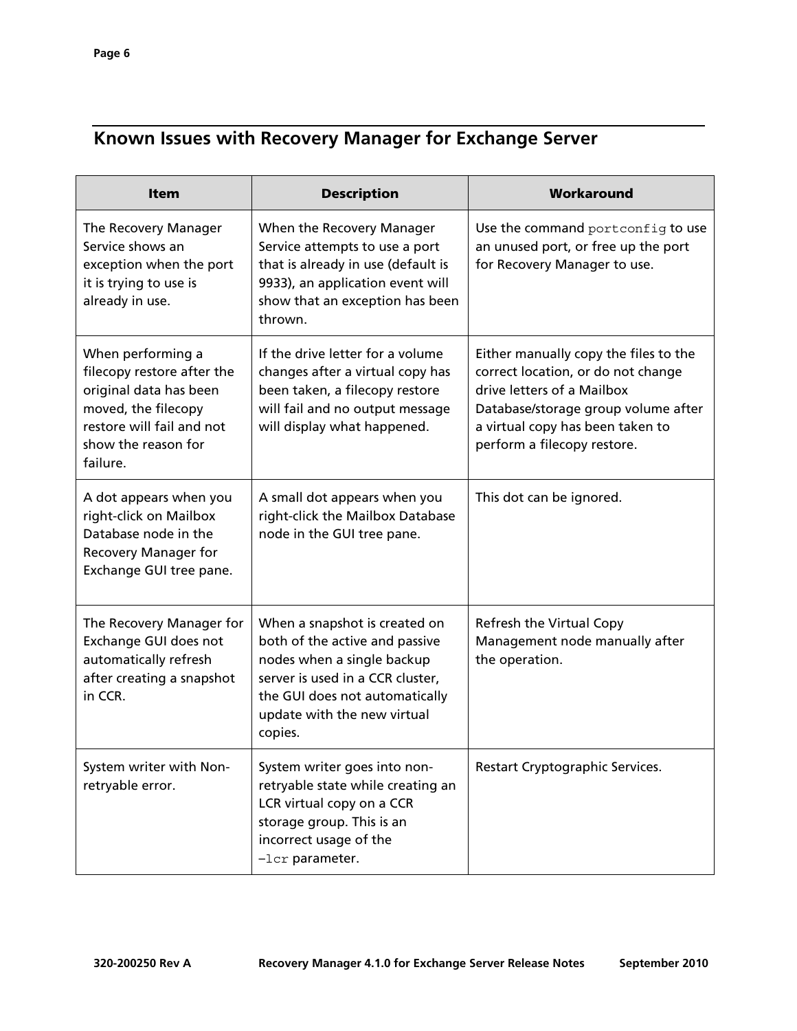## Known Issues with Recovery Manager for Exchange Server

| Item | Description | Workaround |
| --- | --- | --- |
| The Recovery Manager Service shows an exception when the port it is trying to use is already in use. | When the Recovery Manager Service attempts to use a port that is already in use (default is 9933), an application event will show that an exception has been thrown. | Use the command `portconfig` to use an unused port, or free up the port for Recovery Manager to use. |
| When performing a filecopy restore after the original data has been moved, the filecopy restore will fail and not show the reason for failure. | If the drive letter for a volume changes after a virtual copy has been taken, a filecopy restore will fail and no output message will display what happened. | Either manually copy the files to the correct location, or do not change drive letters of a Mailbox Database/storage group volume after a virtual copy has been taken to perform a filecopy restore. |
| A dot appears when you right-click on Mailbox Database node in the Recovery Manager for Exchange GUI tree pane. | A small dot appears when you right-click the Mailbox Database node in the GUI tree pane. | This dot can be ignored. |
| The Recovery Manager for Exchange GUI does not automatically refresh after creating a snapshot in CCR. | When a snapshot is created on both of the active and passive nodes when a single backup server is used in a CCR cluster, the GUI does not automatically update with the new virtual copies. | Refresh the Virtual Copy Management node manually after the operation. |
| System writer with Non-retryable error. | System writer goes into non-retryable state while creating an LCR virtual copy on a CCR storage group. This is an incorrect usage of the `–lcr` parameter. | Restart Cryptographic Services. |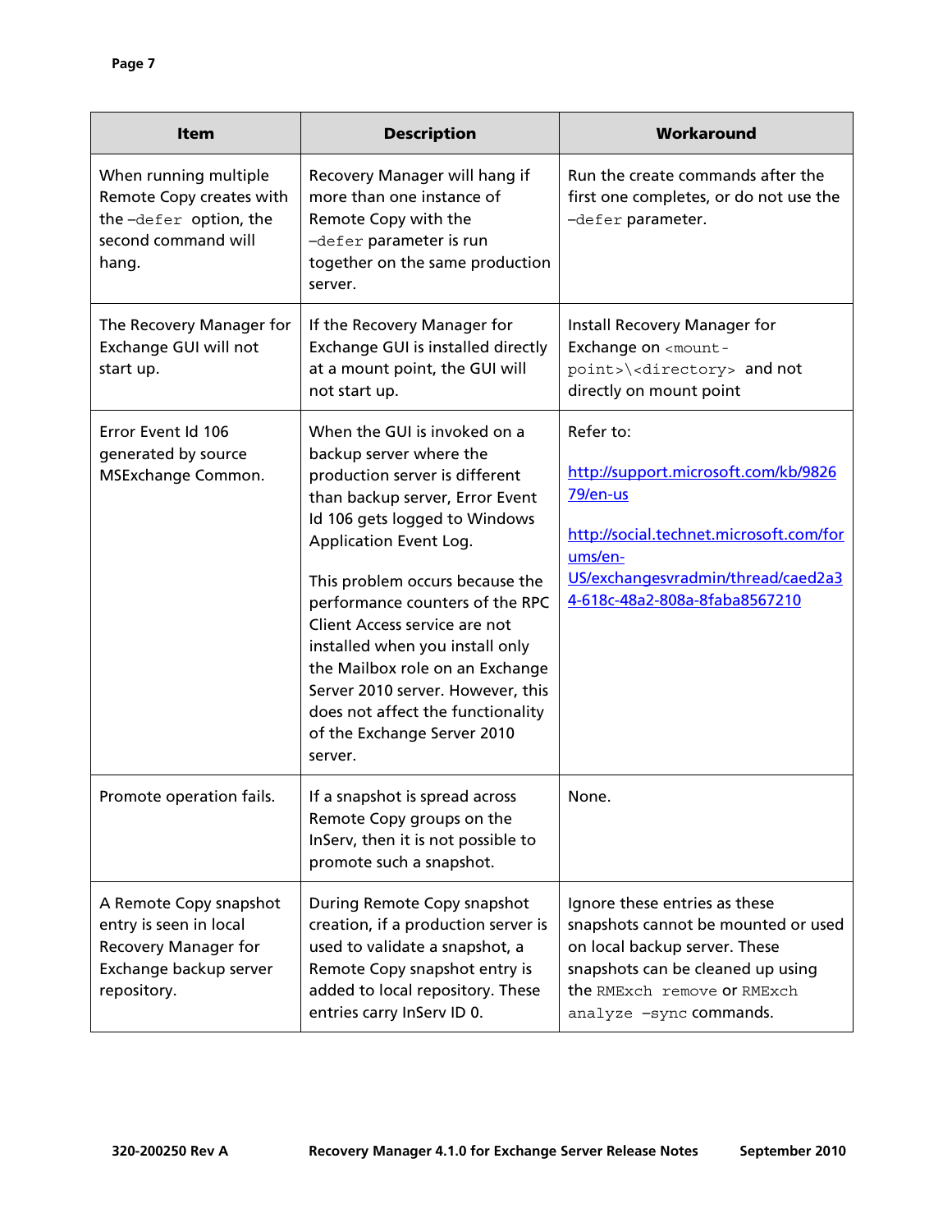| Item | Description | Workaround |
|---|---|---|
| When running multiple Remote Copy creates with the `–defer` option, the second command will hang. | Recovery Manager will hang if more than one instance of Remote Copy with the `–defer` parameter is run together on the same production server. | Run the create commands after the first one completes, or do not use the `–defer` parameter. |
| The Recovery Manager for Exchange GUI will not start up. | If the Recovery Manager for Exchange GUI is installed directly at a mount point, the GUI will not start up. | Install Recovery Manager for Exchange on `<mount-point>\<directory>` and not directly on mount point |
| Error Event Id 106 generated by source MSExchange Common. | When the GUI is invoked on a backup server where the production server is different than backup server, Error Event Id 106 gets logged to Windows Application Event Log.<br><br>This problem occurs because the performance counters of the RPC Client Access service are not installed when you install only the Mailbox role on an Exchange Server 2010 server. However, this does not affect the functionality of the Exchange Server 2010 server. | Refer to:<br><br>http://support.microsoft.com/kb/982679/en-us<br><br>http://social.technet.microsoft.com/forums/en-US/exchangesvradmin/thread/caed2a34-618c-48a2-808a-8faba8567210 |
| Promote operation fails. | If a snapshot is spread across Remote Copy groups on the InServ, then it is not possible to promote such a snapshot. | None. |
| A Remote Copy snapshot entry is seen in local Recovery Manager for Exchange backup server repository. | During Remote Copy snapshot creation, if a production server is used to validate a snapshot, a Remote Copy snapshot entry is added to local repository. These entries carry InServ ID 0. | Ignore these entries as these snapshots cannot be mounted or used on local backup server. These snapshots can be cleaned up using the `RMExch remove` or `RMExch analyze –sync` commands. |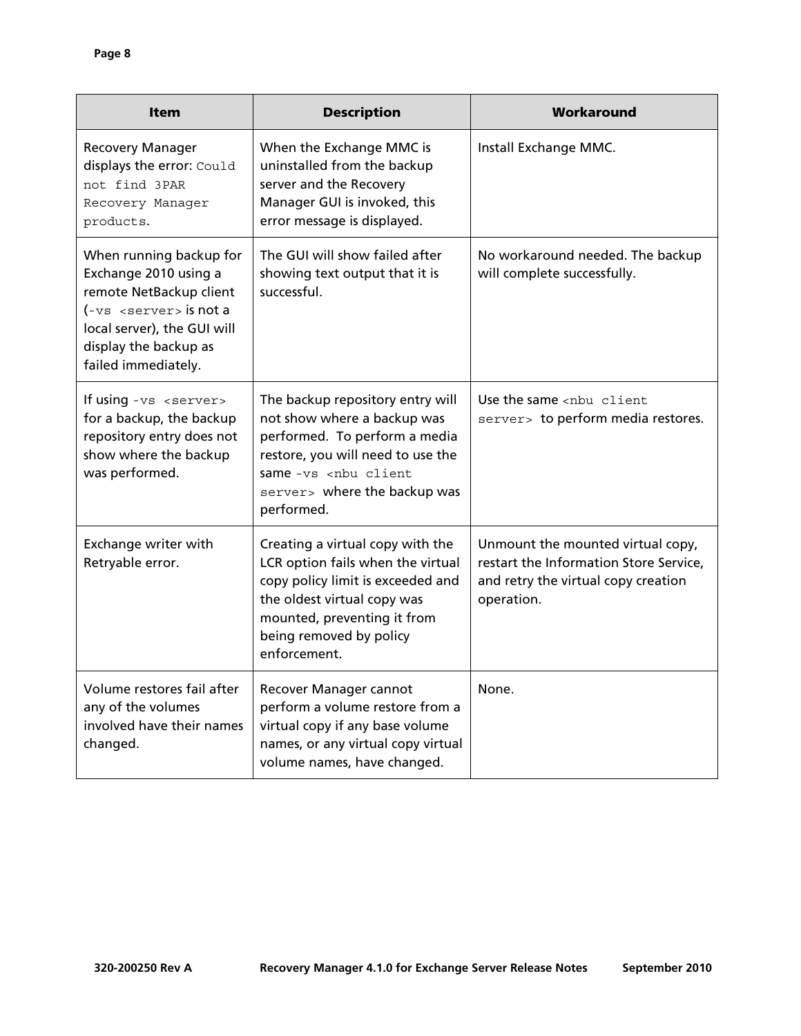| Item | Description | Workaround |
| --- | --- | --- |
| Recovery Manager displays the error: `Could not find 3PAR Recovery Manager products`. | When the Exchange MMC is uninstalled from the backup server and the Recovery Manager GUI is invoked, this error message is displayed. | Install Exchange MMC. |
| When running backup for Exchange 2010 using a remote NetBackup client (`-vs <server>` is not a local server), the GUI will display the backup as failed immediately. | The GUI will show failed after showing text output that it is successful. | No workaround needed. The backup will complete successfully. |
| If using `-vs <server>` for a backup, the backup repository entry does not show where the backup was performed. | The backup repository entry will not show where a backup was performed. To perform a media restore, you will need to use the same `-vs <nbu client server>` where the backup was performed. | Use the same `<nbu client server>` to perform media restores. |
| Exchange writer with Retryable error. | Creating a virtual copy with the LCR option fails when the virtual copy policy limit is exceeded and the oldest virtual copy was mounted, preventing it from being removed by policy enforcement. | Unmount the mounted virtual copy, restart the Information Store Service, and retry the virtual copy creation operation. |
| Volume restores fail after any of the volumes involved have their names changed. | Recover Manager cannot perform a volume restore from a virtual copy if any base volume names, or any virtual copy virtual volume names, have changed. | None. |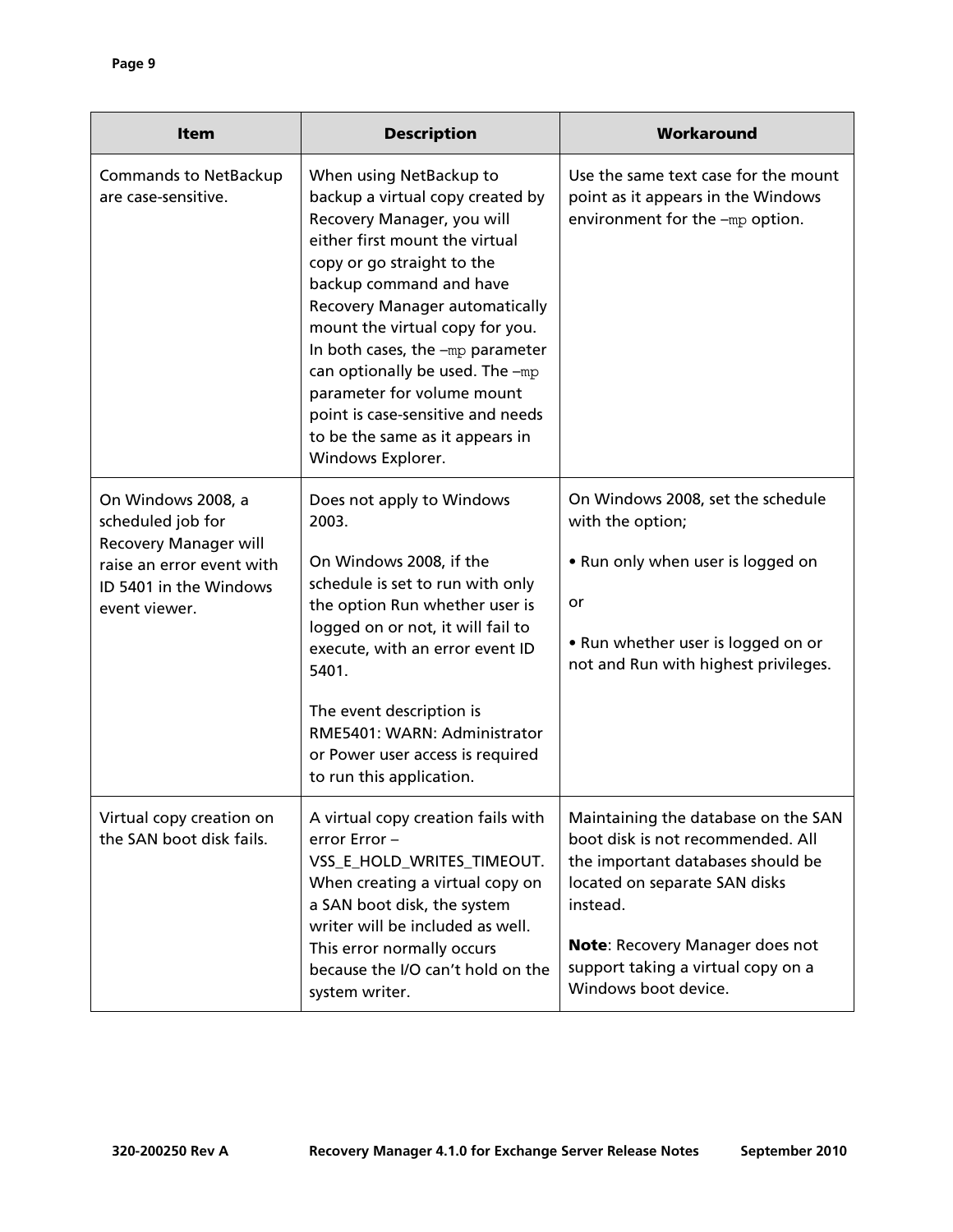| Item | Description | Workaround |
| --- | --- | --- |
| Commands to NetBackup are case-sensitive. | When using NetBackup to backup a virtual copy created by Recovery Manager, you will either first mount the virtual copy or go straight to the backup command and have Recovery Manager automatically mount the virtual copy for you. In both cases, the `–mp` parameter can optionally be used. The `–mp` parameter for volume mount point is case-sensitive and needs to be the same as it appears in Windows Explorer. | Use the same text case for the mount point as it appears in the Windows environment for the `–mp` option. |
| On Windows 2008, a scheduled job for Recovery Manager will raise an error event with ID 5401 in the Windows event viewer. | Does not apply to Windows 2003.<br><br>On Windows 2008, if the schedule is set to run with only the option Run whether user is logged on or not, it will fail to execute, with an error event ID 5401.<br><br>The event description is RME5401: WARN: Administrator or Power user access is required to run this application. | On Windows 2008, set the schedule with the option;<br><br>• Run only when user is logged on<br><br>or<br><br>• Run whether user is logged on or not and Run with highest privileges. |
| Virtual copy creation on the SAN boot disk fails. | A virtual copy creation fails with error Error – VSS_E_HOLD_WRITES_TIMEOUT. When creating a virtual copy on a SAN boot disk, the system writer will be included as well. This error normally occurs because the I/O can't hold on the system writer. | Maintaining the database on the SAN boot disk is not recommended. All the important databases should be located on separate SAN disks instead.<br><br>**Note**: Recovery Manager does not support taking a virtual copy on a Windows boot device. |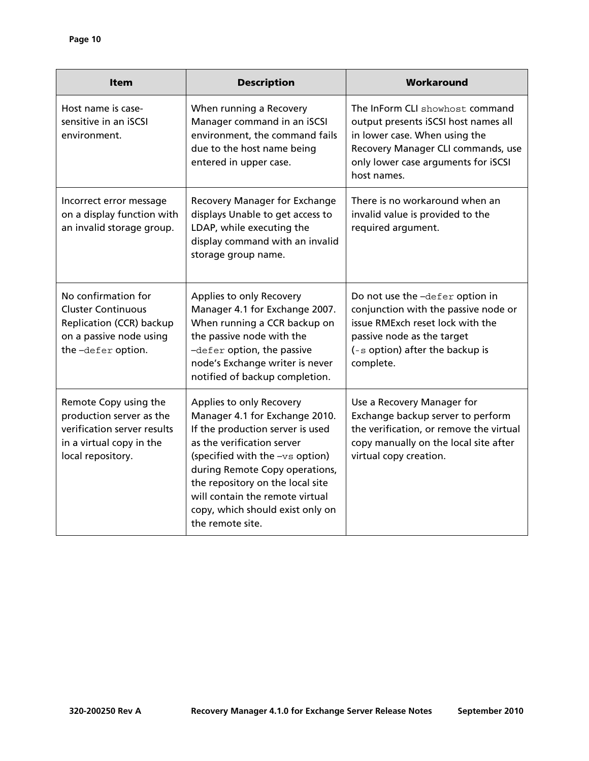| Item | Description | Workaround |
|---|---|---|
| Host name is case-sensitive in an iSCSI environment. | When running a Recovery Manager command in an iSCSI environment, the command fails due to the host name being entered in upper case. | The InForm CLI `showhost` command output presents iSCSI host names all in lower case. When using the Recovery Manager CLI commands, use only lower case arguments for iSCSI host names. |
| Incorrect error message on a display function with an invalid storage group. | Recovery Manager for Exchange displays Unable to get access to LDAP, while executing the display command with an invalid storage group name. | There is no workaround when an invalid value is provided to the required argument. |
| No confirmation for Cluster Continuous Replication (CCR) backup on a passive node using the `–defer` option. | Applies to only Recovery Manager 4.1 for Exchange 2007. When running a CCR backup on the passive node with the `–defer` option, the passive node's Exchange writer is never notified of backup completion. | Do not use the `–defer` option in conjunction with the passive node or issue RMExch reset lock with the passive node as the target (`-s` option) after the backup is complete. |
| Remote Copy using the production server as the verification server results in a virtual copy in the local repository. | Applies to only Recovery Manager 4.1 for Exchange 2010. If the production server is used as the verification server (specified with the `–vs` option) during Remote Copy operations, the repository on the local site will contain the remote virtual copy, which should exist only on the remote site. | Use a Recovery Manager for Exchange backup server to perform the verification, or remove the virtual copy manually on the local site after virtual copy creation. |